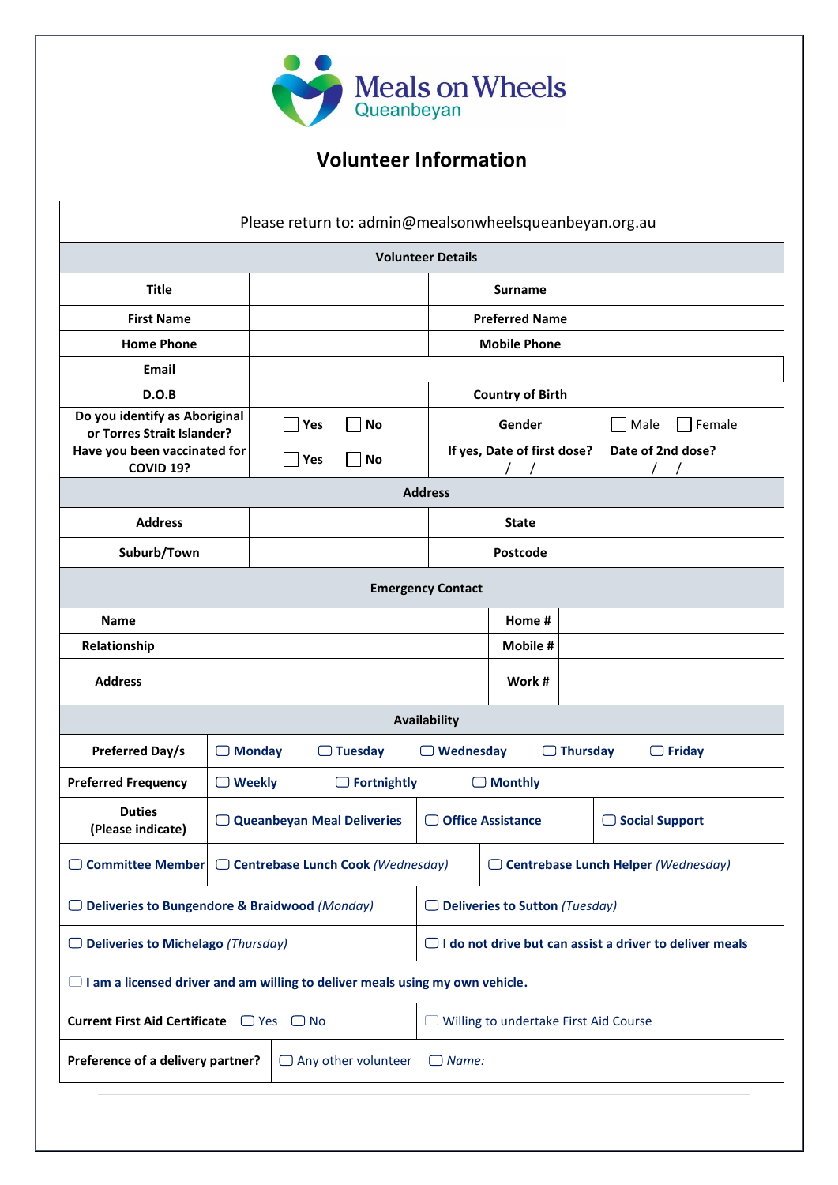Meals on Wheels
Queanbeyan

# Volunteer Information

Please return to: admin@mealsonwheelsqueanbeyan.org.au

## Volunteer Details

| | | | |
|---|---|---|---|
| **Title** | | **Surname** | |
| **First Name** | | **Preferred Name** | |
| **Home Phone** | | **Mobile Phone** | |
| **Email** | | | |
| **D.O.B** | | **Country of Birth** | |
| **Do you identify as Aboriginal or Torres Strait Islander?** | ☐ Yes ☐ No | **Gender** | ☐ Male ☐ Female |
| **Have you been vaccinated for COVID 19?** | ☐ Yes ☐ No | **If yes, Date of first dose?** / / | **Date of 2nd dose?** / / |

## Address

| | | | |
|---|---|---|---|
| **Address** | | **State** | |
| **Suburb/Town** | | **Postcode** | |

## Emergency Contact

| | | | |
|---|---|---|---|
| **Name** | | **Home #** | |
| **Relationship** | | **Mobile #** | |
| **Address** | | **Work #** | |

## Availability

| | |
|---|---|
| **Preferred Day/s** | ☐ **Monday** ☐ **Tuesday** ☐ **Wednesday** ☐ **Thursday** ☐ **Friday** |
| **Preferred Frequency** | ☐ **Weekly** ☐ **Fortnightly** ☐ **Monthly** |
| **Duties (Please indicate)** | ☐ **Queanbeyan Meal Deliveries** ☐ **Office Assistance** ☐ **Social Support** |

☐ **Committee Member** ☐ **Centrebase Lunch Cook** *(Wednesday)* ☐ **Centrebase Lunch Helper** *(Wednesday)*

☐ **Deliveries to Bungendore & Braidwood** *(Monday)* ☐ **Deliveries to Sutton** *(Tuesday)*

☐ **Deliveries to Michelago** *(Thursday)* ☐ **I do not drive but can assist a driver to deliver meals**

☐ **I am a licensed driver and am willing to deliver meals using my own vehicle.**

**Current First Aid Certificate** ☐ Yes ☐ No ☐ Willing to undertake First Aid Course

**Preference of a delivery partner?** ☐ Any other volunteer ☐ *Name:*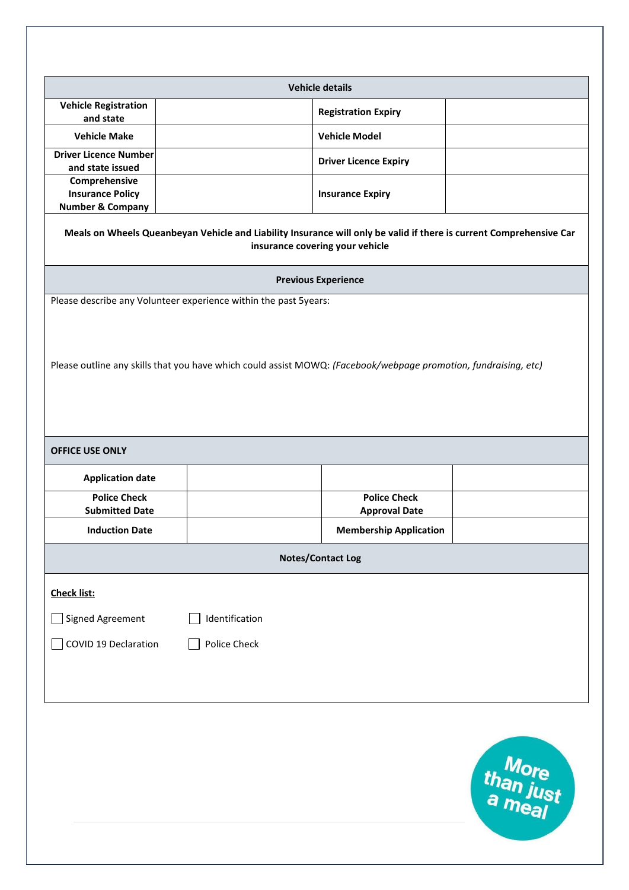| Vehicle details | | | |
|---|---|---|---|
| **Vehicle Registration and state** | | **Registration Expiry** | |
| **Vehicle Make** | | **Vehicle Model** | |
| **Driver Licence Number and state issued** | | **Driver Licence Expiry** | |
| **Comprehensive Insurance Policy Number & Company** | | **Insurance Expiry** | |

**Meals on Wheels Queanbeyan Vehicle and Liability Insurance will only be valid if there is current Comprehensive Car insurance covering your vehicle**

## Previous Experience

Please describe any Volunteer experience within the past 5years:

Please outline any skills that you have which could assist MOWQ: *(Facebook/webpage promotion, fundraising, etc)*

## OFFICE USE ONLY

| | | | |
|---|---|---|---|
| **Application date** | | | |
| **Police Check Submitted Date** | | **Police Check Approval Date** | |
| **Induction Date** | | **Membership Application** | |

## Notes/Contact Log

**Check list:**

- ☐ Signed Agreement
- ☐ Identification
- ☐ COVID 19 Declaration
- ☐ Police Check

More than just a meal